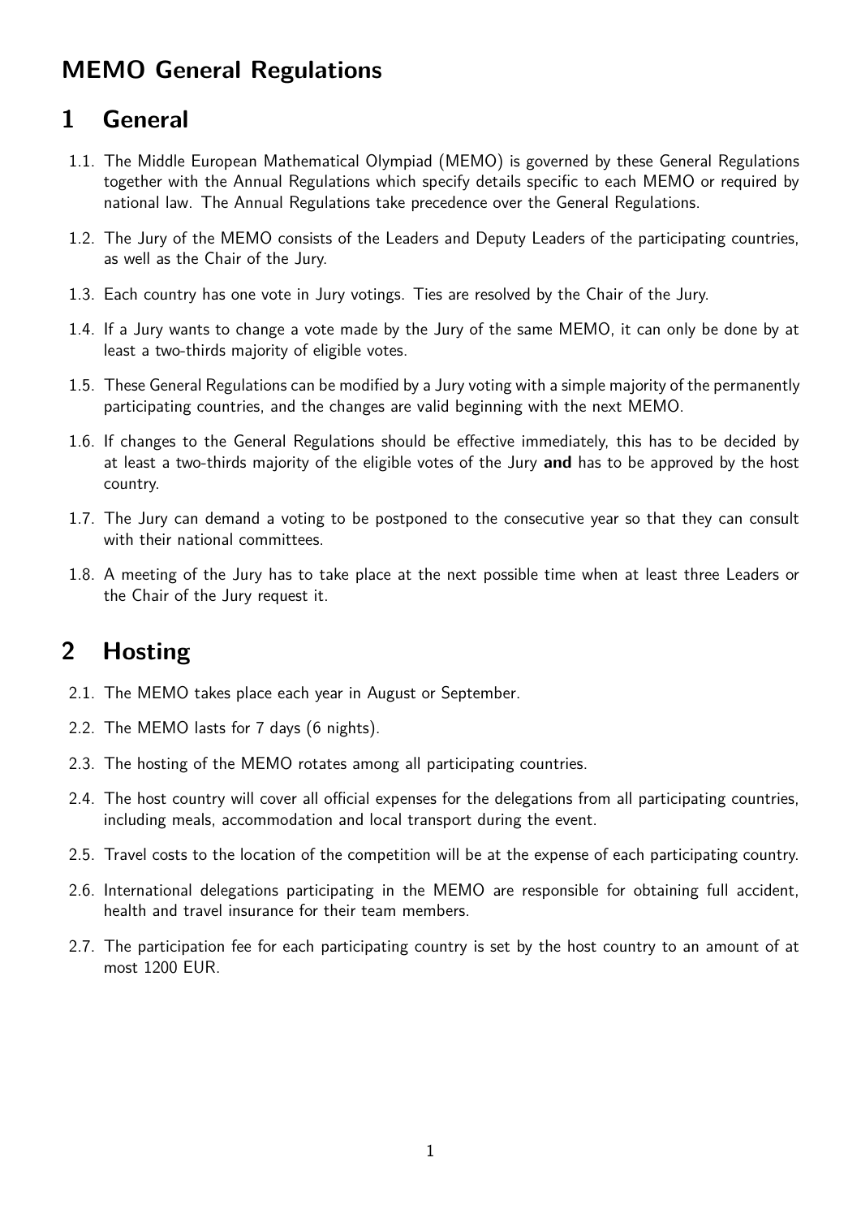# MEMO General Regulations

## 1 General

1.1. The Middle European Mathematical Olympiad (MEMO) is governed by these General Regulations together with the Annual Regulations which specify details specific to each MEMO or required by national law. The Annual Regulations take precedence over the General Regulations.

1.2. The Jury of the MEMO consists of the Leaders and Deputy Leaders of the participating countries, as well as the Chair of the Jury.

1.3. Each country has one vote in Jury votings. Ties are resolved by the Chair of the Jury.

1.4. If a Jury wants to change a vote made by the Jury of the same MEMO, it can only be done by at least a two-thirds majority of eligible votes.

1.5. These General Regulations can be modified by a Jury voting with a simple majority of the permanently participating countries, and the changes are valid beginning with the next MEMO.

1.6. If changes to the General Regulations should be effective immediately, this has to be decided by at least a two-thirds majority of the eligible votes of the Jury **and** has to be approved by the host country.

1.7. The Jury can demand a voting to be postponed to the consecutive year so that they can consult with their national committees.

1.8. A meeting of the Jury has to take place at the next possible time when at least three Leaders or the Chair of the Jury request it.

## 2 Hosting

2.1. The MEMO takes place each year in August or September.

2.2. The MEMO lasts for 7 days (6 nights).

2.3. The hosting of the MEMO rotates among all participating countries.

2.4. The host country will cover all official expenses for the delegations from all participating countries, including meals, accommodation and local transport during the event.

2.5. Travel costs to the location of the competition will be at the expense of each participating country.

2.6. International delegations participating in the MEMO are responsible for obtaining full accident, health and travel insurance for their team members.

2.7. The participation fee for each participating country is set by the host country to an amount of at most 1200 EUR.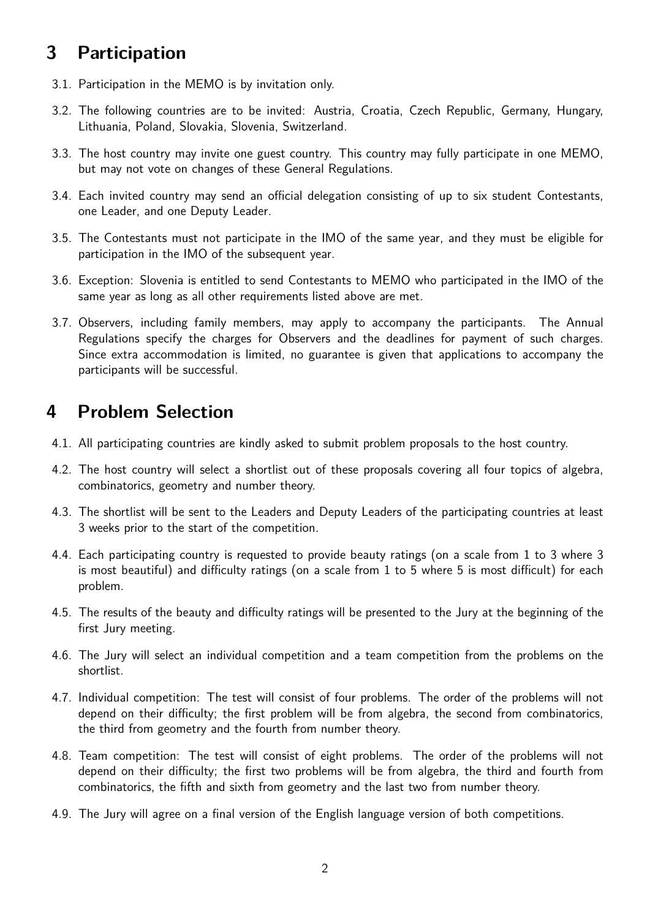## 3 Participation

3.1. Participation in the MEMO is by invitation only.

3.2. The following countries are to be invited: Austria, Croatia, Czech Republic, Germany, Hungary, Lithuania, Poland, Slovakia, Slovenia, Switzerland.

3.3. The host country may invite one guest country. This country may fully participate in one MEMO, but may not vote on changes of these General Regulations.

3.4. Each invited country may send an official delegation consisting of up to six student Contestants, one Leader, and one Deputy Leader.

3.5. The Contestants must not participate in the IMO of the same year, and they must be eligible for participation in the IMO of the subsequent year.

3.6. Exception: Slovenia is entitled to send Contestants to MEMO who participated in the IMO of the same year as long as all other requirements listed above are met.

3.7. Observers, including family members, may apply to accompany the participants. The Annual Regulations specify the charges for Observers and the deadlines for payment of such charges. Since extra accommodation is limited, no guarantee is given that applications to accompany the participants will be successful.

## 4 Problem Selection

4.1. All participating countries are kindly asked to submit problem proposals to the host country.

4.2. The host country will select a shortlist out of these proposals covering all four topics of algebra, combinatorics, geometry and number theory.

4.3. The shortlist will be sent to the Leaders and Deputy Leaders of the participating countries at least 3 weeks prior to the start of the competition.

4.4. Each participating country is requested to provide beauty ratings (on a scale from 1 to 3 where 3 is most beautiful) and difficulty ratings (on a scale from 1 to 5 where 5 is most difficult) for each problem.

4.5. The results of the beauty and difficulty ratings will be presented to the Jury at the beginning of the first Jury meeting.

4.6. The Jury will select an individual competition and a team competition from the problems on the shortlist.

4.7. Individual competition: The test will consist of four problems. The order of the problems will not depend on their difficulty; the first problem will be from algebra, the second from combinatorics, the third from geometry and the fourth from number theory.

4.8. Team competition: The test will consist of eight problems. The order of the problems will not depend on their difficulty; the first two problems will be from algebra, the third and fourth from combinatorics, the fifth and sixth from geometry and the last two from number theory.

4.9. The Jury will agree on a final version of the English language version of both competitions.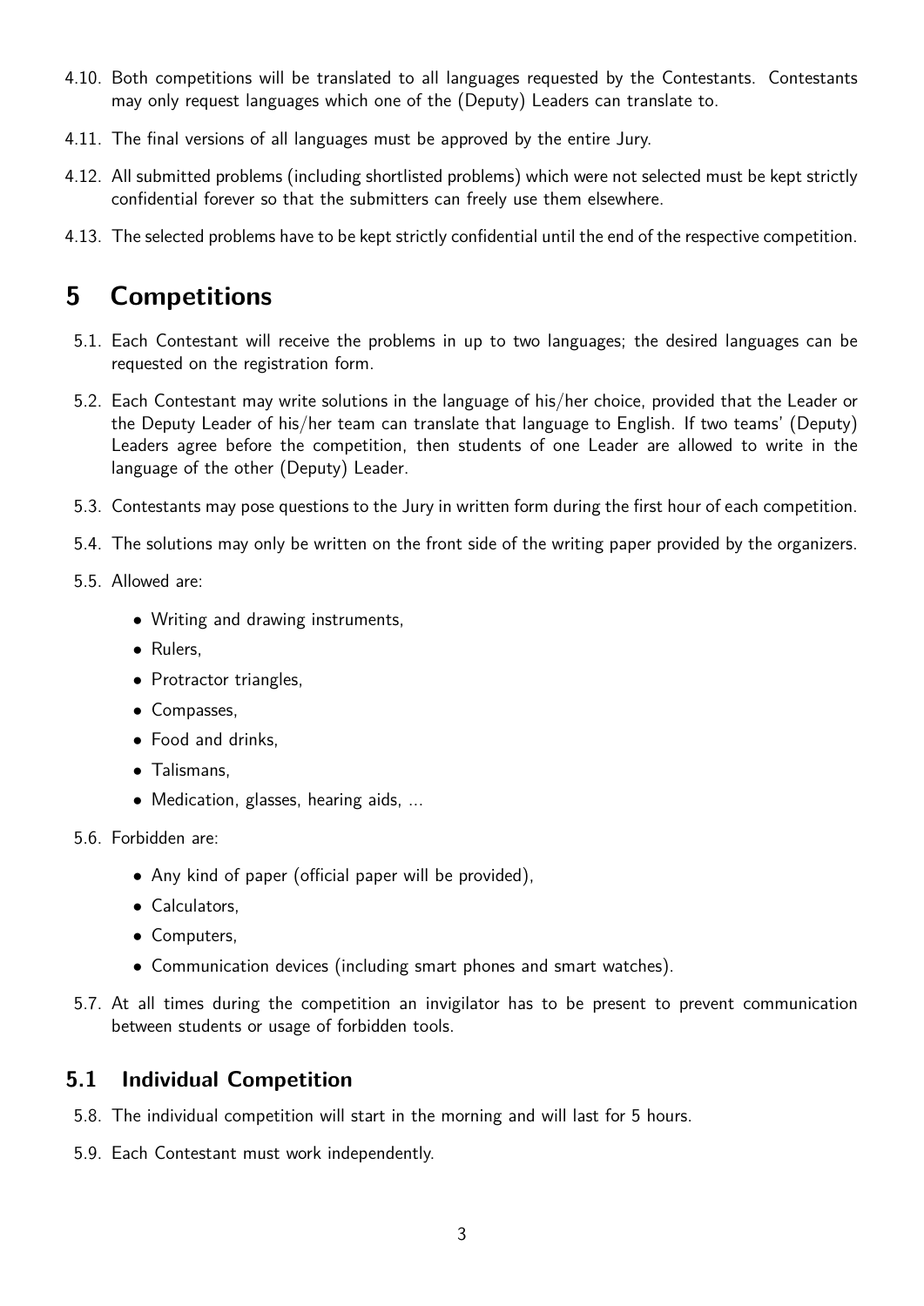4.10. Both competitions will be translated to all languages requested by the Contestants. Contestants may only request languages which one of the (Deputy) Leaders can translate to.

4.11. The final versions of all languages must be approved by the entire Jury.

4.12. All submitted problems (including shortlisted problems) which were not selected must be kept strictly confidential forever so that the submitters can freely use them elsewhere.

4.13. The selected problems have to be kept strictly confidential until the end of the respective competition.

# 5 Competitions

5.1. Each Contestant will receive the problems in up to two languages; the desired languages can be requested on the registration form.

5.2. Each Contestant may write solutions in the language of his/her choice, provided that the Leader or the Deputy Leader of his/her team can translate that language to English. If two teams' (Deputy) Leaders agree before the competition, then students of one Leader are allowed to write in the language of the other (Deputy) Leader.

5.3. Contestants may pose questions to the Jury in written form during the first hour of each competition.

5.4. The solutions may only be written on the front side of the writing paper provided by the organizers.

5.5. Allowed are:

- Writing and drawing instruments,
- Rulers,
- Protractor triangles,
- Compasses,
- Food and drinks,
- Talismans,
- Medication, glasses, hearing aids, ...

5.6. Forbidden are:

- Any kind of paper (official paper will be provided),
- Calculators,
- Computers,
- Communication devices (including smart phones and smart watches).

5.7. At all times during the competition an invigilator has to be present to prevent communication between students or usage of forbidden tools.

## 5.1 Individual Competition

5.8. The individual competition will start in the morning and will last for 5 hours.

5.9. Each Contestant must work independently.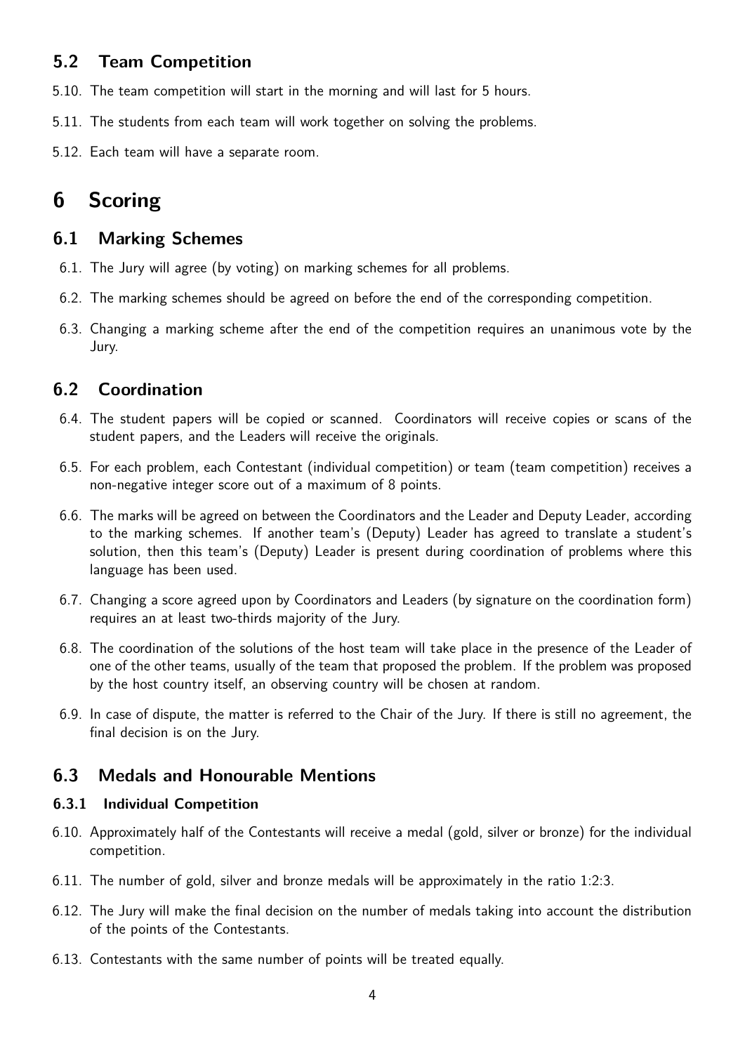## 5.2 Team Competition

5.10. The team competition will start in the morning and will last for 5 hours.

5.11. The students from each team will work together on solving the problems.

5.12. Each team will have a separate room.

# 6 Scoring

## 6.1 Marking Schemes

6.1. The Jury will agree (by voting) on marking schemes for all problems.

6.2. The marking schemes should be agreed on before the end of the corresponding competition.

6.3. Changing a marking scheme after the end of the competition requires an unanimous vote by the Jury.

## 6.2 Coordination

6.4. The student papers will be copied or scanned. Coordinators will receive copies or scans of the student papers, and the Leaders will receive the originals.

6.5. For each problem, each Contestant (individual competition) or team (team competition) receives a non-negative integer score out of a maximum of 8 points.

6.6. The marks will be agreed on between the Coordinators and the Leader and Deputy Leader, according to the marking schemes. If another team's (Deputy) Leader has agreed to translate a student's solution, then this team's (Deputy) Leader is present during coordination of problems where this language has been used.

6.7. Changing a score agreed upon by Coordinators and Leaders (by signature on the coordination form) requires an at least two-thirds majority of the Jury.

6.8. The coordination of the solutions of the host team will take place in the presence of the Leader of one of the other teams, usually of the team that proposed the problem. If the problem was proposed by the host country itself, an observing country will be chosen at random.

6.9. In case of dispute, the matter is referred to the Chair of the Jury. If there is still no agreement, the final decision is on the Jury.

## 6.3 Medals and Honourable Mentions

### 6.3.1 Individual Competition

6.10. Approximately half of the Contestants will receive a medal (gold, silver or bronze) for the individual competition.

6.11. The number of gold, silver and bronze medals will be approximately in the ratio 1:2:3.

6.12. The Jury will make the final decision on the number of medals taking into account the distribution of the points of the Contestants.

6.13. Contestants with the same number of points will be treated equally.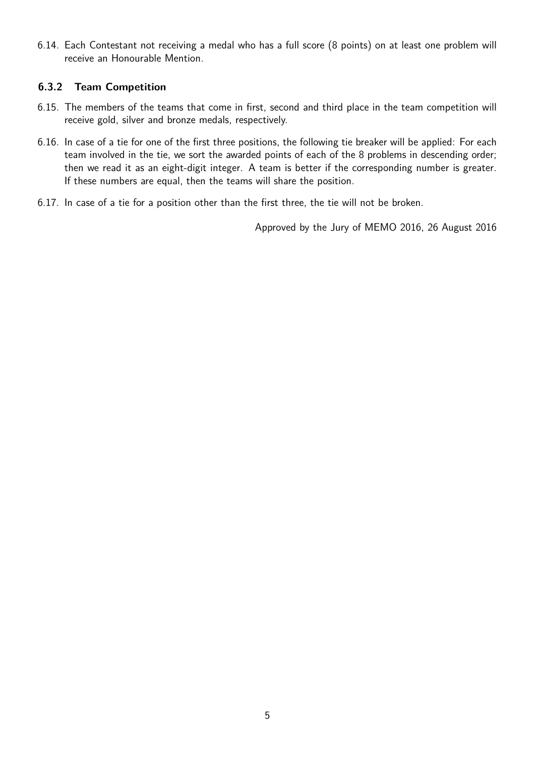6.14. Each Contestant not receiving a medal who has a full score (8 points) on at least one problem will receive an Honourable Mention.

### 6.3.2 Team Competition

6.15. The members of the teams that come in first, second and third place in the team competition will receive gold, silver and bronze medals, respectively.

6.16. In case of a tie for one of the first three positions, the following tie breaker will be applied: For each team involved in the tie, we sort the awarded points of each of the 8 problems in descending order; then we read it as an eight-digit integer. A team is better if the corresponding number is greater. If these numbers are equal, then the teams will share the position.

6.17. In case of a tie for a position other than the first three, the tie will not be broken.

Approved by the Jury of MEMO 2016, 26 August 2016